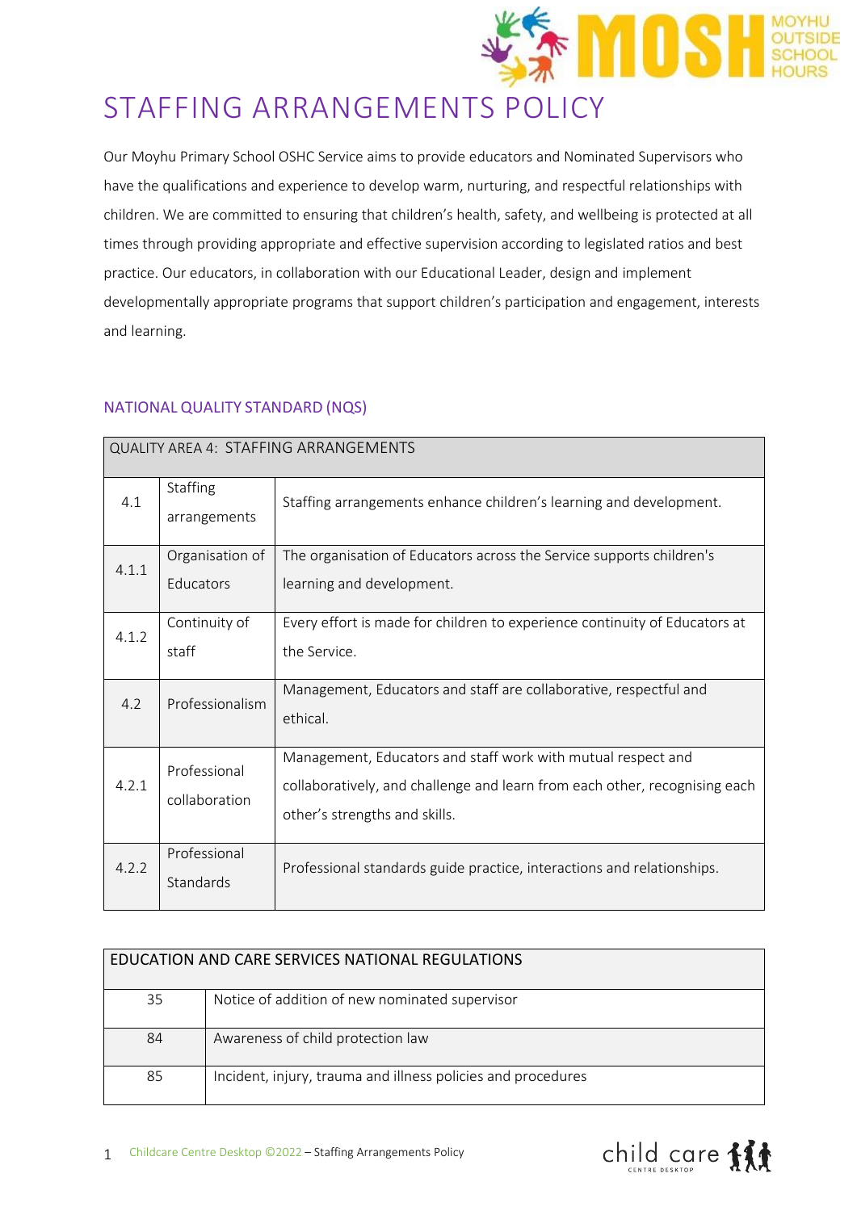# STAFFING ARRANGEMENTS POLICY

Our Moyhu Primary School OSHC Service aims to provide educators and Nominated Supervisors who have the qualifications and experience to develop warm, nurturing, and respectful relationships with children. We are committed to ensuring that children's health, safety, and wellbeing is protected at all times through providing appropriate and effective supervision according to legislated ratios and best practice. Our educators, in collaboration with our Educational Leader, design and implement developmentally appropriate programs that support children's participation and engagement, interests and learning.

## NATIONAL QUALITY STANDARD (NQS)

| QUALITY AREA 4: STAFFING ARRANGEMENTS | | |
|---|---|---|
| 4.1 | Staffing arrangements | Staffing arrangements enhance children's learning and development. |
| 4.1.1 | Organisation of Educators | The organisation of Educators across the Service supports children's learning and development. |
| 4.1.2 | Continuity of staff | Every effort is made for children to experience continuity of Educators at the Service. |
| 4.2 | Professionalism | Management, Educators and staff are collaborative, respectful and ethical. |
| 4.2.1 | Professional collaboration | Management, Educators and staff work with mutual respect and collaboratively, and challenge and learn from each other, recognising each other's strengths and skills. |
| 4.2.2 | Professional Standards | Professional standards guide practice, interactions and relationships. |

| EDUCATION AND CARE SERVICES NATIONAL REGULATIONS | |
|---|---|
| 35 | Notice of addition of new nominated supervisor |
| 84 | Awareness of child protection law |
| 85 | Incident, injury, trauma and illness policies and procedures |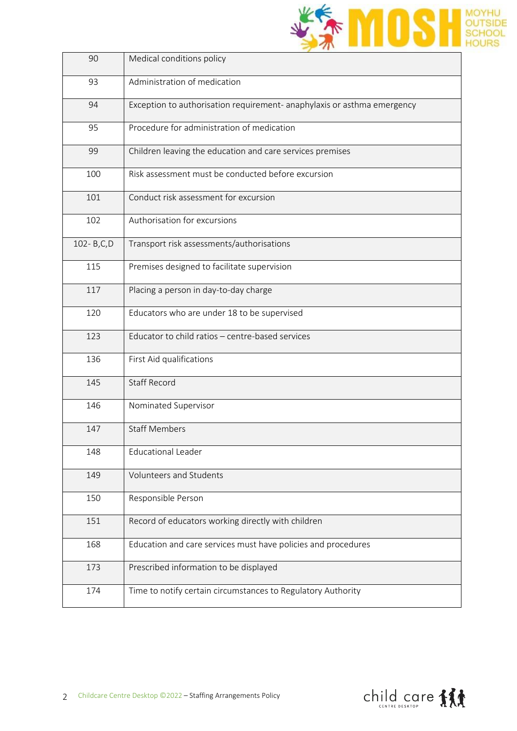| | |
|---|---|
| 90 | Medical conditions policy |
| 93 | Administration of medication |
| 94 | Exception to authorisation requirement- anaphylaxis or asthma emergency |
| 95 | Procedure for administration of medication |
| 99 | Children leaving the education and care services premises |
| 100 | Risk assessment must be conducted before excursion |
| 101 | Conduct risk assessment for excursion |
| 102 | Authorisation for excursions |
| 102- B,C,D | Transport risk assessments/authorisations |
| 115 | Premises designed to facilitate supervision |
| 117 | Placing a person in day-to-day charge |
| 120 | Educators who are under 18 to be supervised |
| 123 | Educator to child ratios – centre-based services |
| 136 | First Aid qualifications |
| 145 | Staff Record |
| 146 | Nominated Supervisor |
| 147 | Staff Members |
| 148 | Educational Leader |
| 149 | Volunteers and Students |
| 150 | Responsible Person |
| 151 | Record of educators working directly with children |
| 168 | Education and care services must have policies and procedures |
| 173 | Prescribed information to be displayed |
| 174 | Time to notify certain circumstances to Regulatory Authority |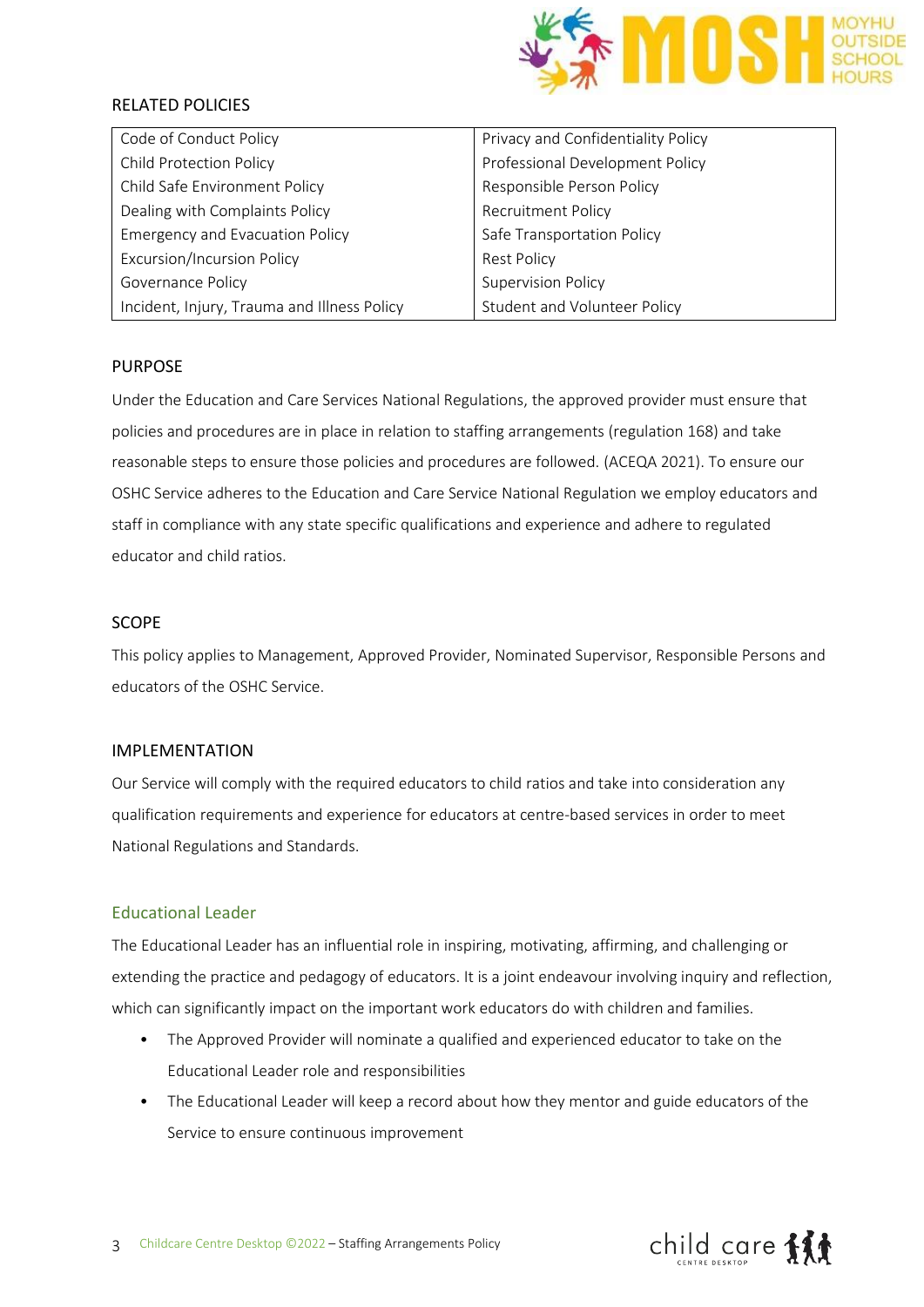## RELATED POLICIES

| Code of Conduct Policy | Privacy and Confidentiality Policy |
|---|---|
| Child Protection Policy | Professional Development Policy |
| Child Safe Environment Policy | Responsible Person Policy |
| Dealing with Complaints Policy | Recruitment Policy |
| Emergency and Evacuation Policy | Safe Transportation Policy |
| Excursion/Incursion Policy | Rest Policy |
| Governance Policy | Supervision Policy |
| Incident, Injury, Trauma and Illness Policy | Student and Volunteer Policy |

## PURPOSE

Under the Education and Care Services National Regulations, the approved provider must ensure that policies and procedures are in place in relation to staffing arrangements (regulation 168) and take reasonable steps to ensure those policies and procedures are followed. (ACEQA 2021). To ensure our OSHC Service adheres to the Education and Care Service National Regulation we employ educators and staff in compliance with any state specific qualifications and experience and adhere to regulated educator and child ratios.

## SCOPE

This policy applies to Management, Approved Provider, Nominated Supervisor, Responsible Persons and educators of the OSHC Service.

## IMPLEMENTATION

Our Service will comply with the required educators to child ratios and take into consideration any qualification requirements and experience for educators at centre-based services in order to meet National Regulations and Standards.

### Educational Leader

The Educational Leader has an influential role in inspiring, motivating, affirming, and challenging or extending the practice and pedagogy of educators. It is a joint endeavour involving inquiry and reflection, which can significantly impact on the important work educators do with children and families.

- The Approved Provider will nominate a qualified and experienced educator to take on the Educational Leader role and responsibilities
- The Educational Leader will keep a record about how they mentor and guide educators of the Service to ensure continuous improvement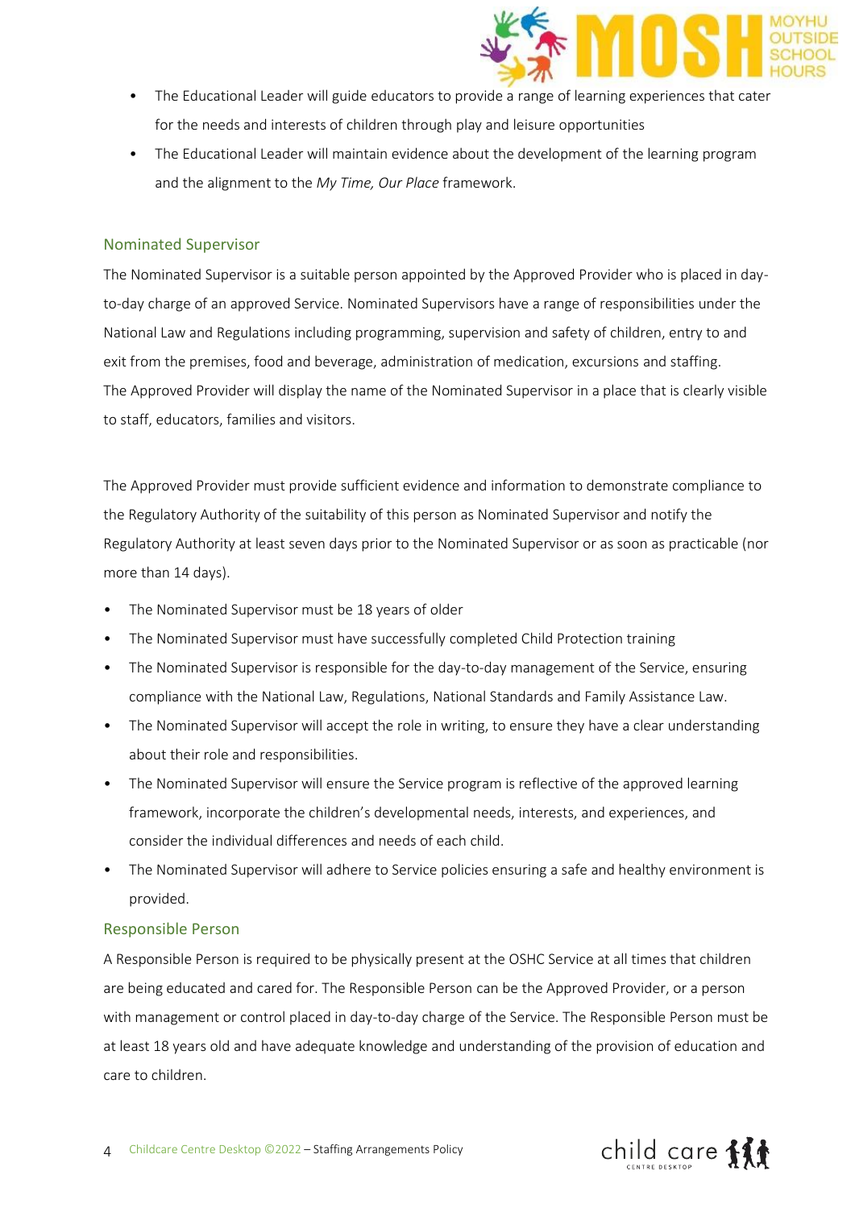- The Educational Leader will guide educators to provide a range of learning experiences that cater for the needs and interests of children through play and leisure opportunities
- The Educational Leader will maintain evidence about the development of the learning program and the alignment to the *My Time, Our Place* framework.

## Nominated Supervisor

The Nominated Supervisor is a suitable person appointed by the Approved Provider who is placed in day-to-day charge of an approved Service. Nominated Supervisors have a range of responsibilities under the National Law and Regulations including programming, supervision and safety of children, entry to and exit from the premises, food and beverage, administration of medication, excursions and staffing. The Approved Provider will display the name of the Nominated Supervisor in a place that is clearly visible to staff, educators, families and visitors.

The Approved Provider must provide sufficient evidence and information to demonstrate compliance to the Regulatory Authority of the suitability of this person as Nominated Supervisor and notify the Regulatory Authority at least seven days prior to the Nominated Supervisor or as soon as practicable (nor more than 14 days).

- The Nominated Supervisor must be 18 years of older
- The Nominated Supervisor must have successfully completed Child Protection training
- The Nominated Supervisor is responsible for the day-to-day management of the Service, ensuring compliance with the National Law, Regulations, National Standards and Family Assistance Law.
- The Nominated Supervisor will accept the role in writing, to ensure they have a clear understanding about their role and responsibilities.
- The Nominated Supervisor will ensure the Service program is reflective of the approved learning framework, incorporate the children's developmental needs, interests, and experiences, and consider the individual differences and needs of each child.
- The Nominated Supervisor will adhere to Service policies ensuring a safe and healthy environment is provided.

## Responsible Person

A Responsible Person is required to be physically present at the OSHC Service at all times that children are being educated and cared for. The Responsible Person can be the Approved Provider, or a person with management or control placed in day-to-day charge of the Service. The Responsible Person must be at least 18 years old and have adequate knowledge and understanding of the provision of education and care to children.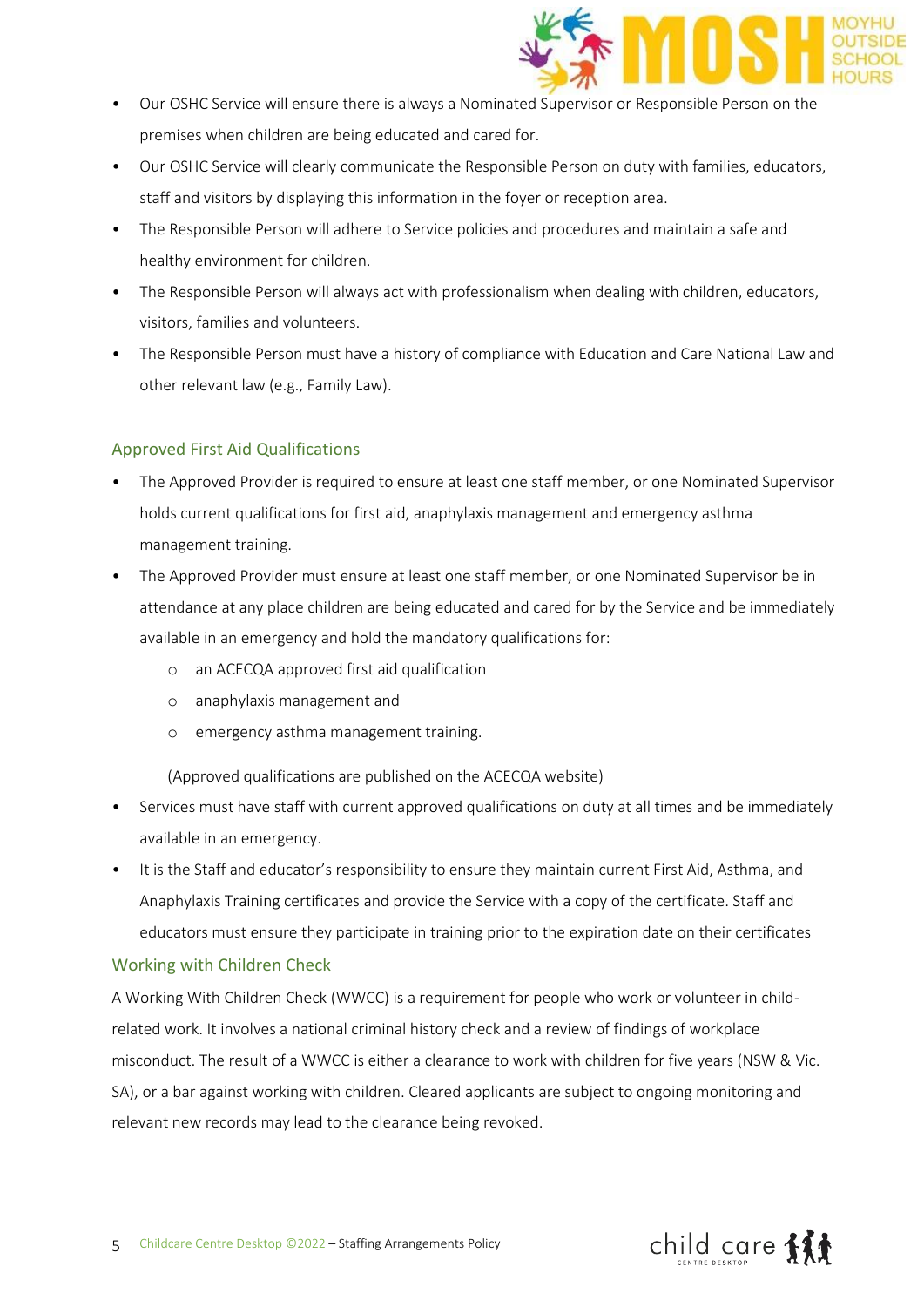- Our OSHC Service will ensure there is always a Nominated Supervisor or Responsible Person on the premises when children are being educated and cared for.
- Our OSHC Service will clearly communicate the Responsible Person on duty with families, educators, staff and visitors by displaying this information in the foyer or reception area.
- The Responsible Person will adhere to Service policies and procedures and maintain a safe and healthy environment for children.
- The Responsible Person will always act with professionalism when dealing with children, educators, visitors, families and volunteers.
- The Responsible Person must have a history of compliance with Education and Care National Law and other relevant law (e.g., Family Law).

## Approved First Aid Qualifications

- The Approved Provider is required to ensure at least one staff member, or one Nominated Supervisor holds current qualifications for first aid, anaphylaxis management and emergency asthma management training.
- The Approved Provider must ensure at least one staff member, or one Nominated Supervisor be in attendance at any place children are being educated and cared for by the Service and be immediately available in an emergency and hold the mandatory qualifications for:
    - an ACECQA approved first aid qualification
    - anaphylaxis management and
    - emergency asthma management training.

    (Approved qualifications are published on the ACECQA website)
- Services must have staff with current approved qualifications on duty at all times and be immediately available in an emergency.
- It is the Staff and educator's responsibility to ensure they maintain current First Aid, Asthma, and Anaphylaxis Training certificates and provide the Service with a copy of the certificate. Staff and educators must ensure they participate in training prior to the expiration date on their certificates

## Working with Children Check

A Working With Children Check (WWCC) is a requirement for people who work or volunteer in child-related work. It involves a national criminal history check and a review of findings of workplace misconduct. The result of a WWCC is either a clearance to work with children for five years (NSW & Vic. SA), or a bar against working with children. Cleared applicants are subject to ongoing monitoring and relevant new records may lead to the clearance being revoked.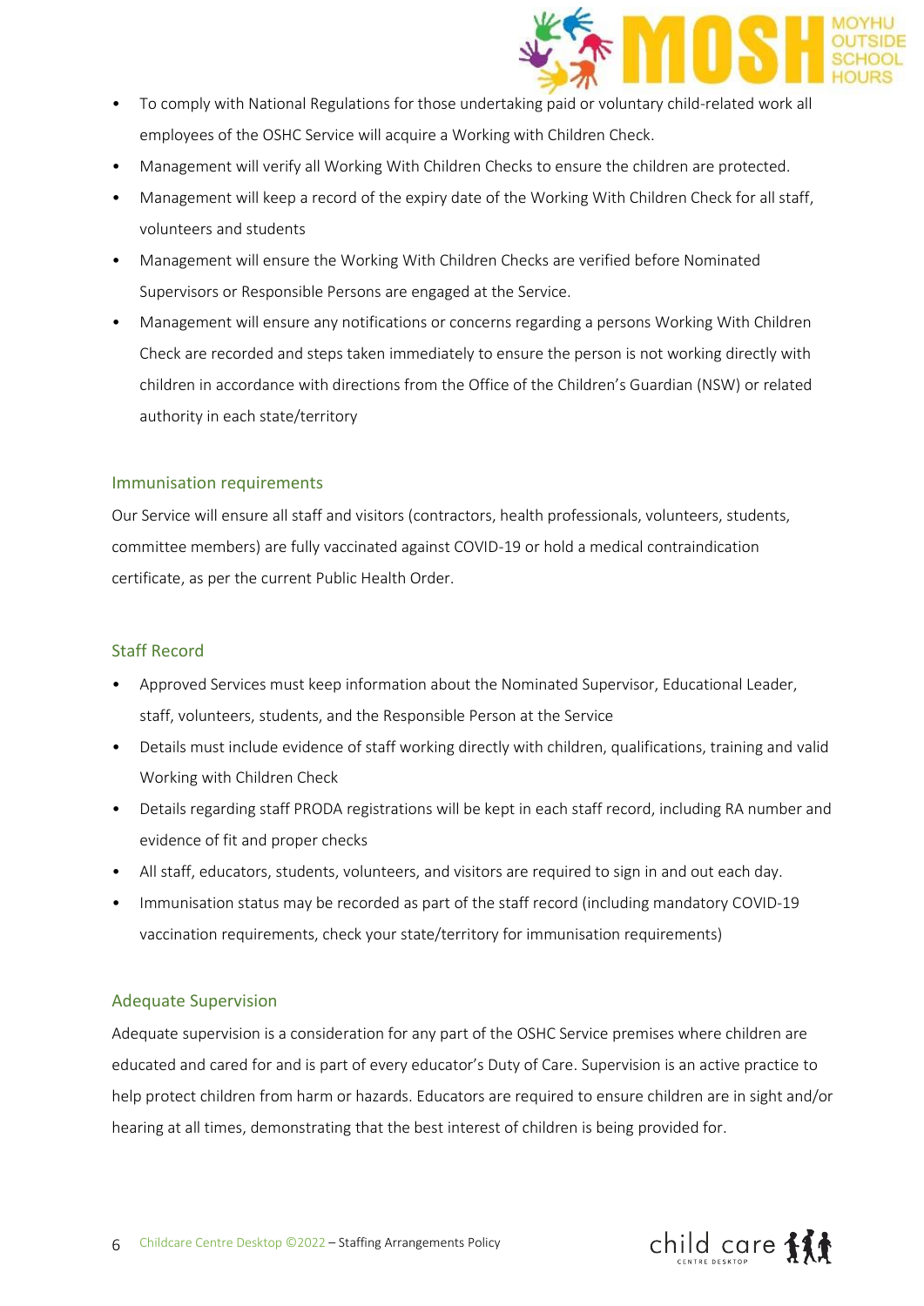- To comply with National Regulations for those undertaking paid or voluntary child-related work all employees of the OSHC Service will acquire a Working with Children Check.
- Management will verify all Working With Children Checks to ensure the children are protected.
- Management will keep a record of the expiry date of the Working With Children Check for all staff, volunteers and students
- Management will ensure the Working With Children Checks are verified before Nominated Supervisors or Responsible Persons are engaged at the Service.
- Management will ensure any notifications or concerns regarding a persons Working With Children Check are recorded and steps taken immediately to ensure the person is not working directly with children in accordance with directions from the Office of the Children's Guardian (NSW) or related authority in each state/territory

## Immunisation requirements

Our Service will ensure all staff and visitors (contractors, health professionals, volunteers, students, committee members) are fully vaccinated against COVID-19 or hold a medical contraindication certificate, as per the current Public Health Order.

## Staff Record

- Approved Services must keep information about the Nominated Supervisor, Educational Leader, staff, volunteers, students, and the Responsible Person at the Service
- Details must include evidence of staff working directly with children, qualifications, training and valid Working with Children Check
- Details regarding staff PRODA registrations will be kept in each staff record, including RA number and evidence of fit and proper checks
- All staff, educators, students, volunteers, and visitors are required to sign in and out each day.
- Immunisation status may be recorded as part of the staff record (including mandatory COVID-19 vaccination requirements, check your state/territory for immunisation requirements)

## Adequate Supervision

Adequate supervision is a consideration for any part of the OSHC Service premises where children are educated and cared for and is part of every educator's Duty of Care. Supervision is an active practice to help protect children from harm or hazards. Educators are required to ensure children are in sight and/or hearing at all times, demonstrating that the best interest of children is being provided for.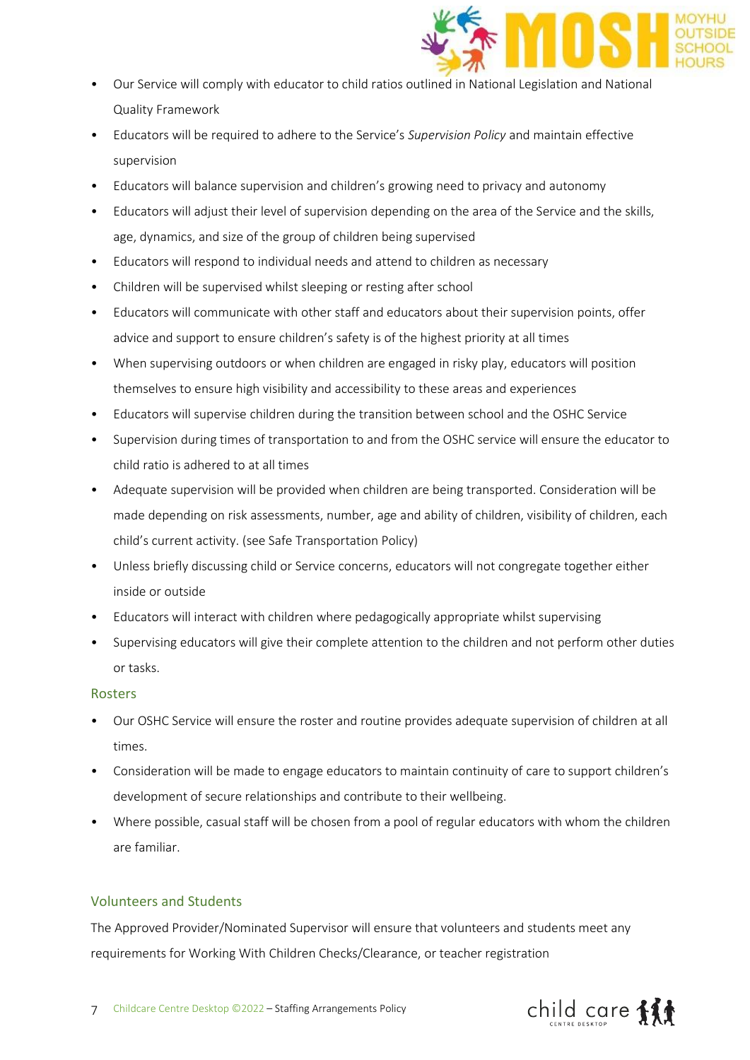- Our Service will comply with educator to child ratios outlined in National Legislation and National Quality Framework
- Educators will be required to adhere to the Service's *Supervision Policy* and maintain effective supervision
- Educators will balance supervision and children's growing need to privacy and autonomy
- Educators will adjust their level of supervision depending on the area of the Service and the skills, age, dynamics, and size of the group of children being supervised
- Educators will respond to individual needs and attend to children as necessary
- Children will be supervised whilst sleeping or resting after school
- Educators will communicate with other staff and educators about their supervision points, offer advice and support to ensure children's safety is of the highest priority at all times
- When supervising outdoors or when children are engaged in risky play, educators will position themselves to ensure high visibility and accessibility to these areas and experiences
- Educators will supervise children during the transition between school and the OSHC Service
- Supervision during times of transportation to and from the OSHC service will ensure the educator to child ratio is adhered to at all times
- Adequate supervision will be provided when children are being transported. Consideration will be made depending on risk assessments, number, age and ability of children, visibility of children, each child's current activity. (see Safe Transportation Policy)
- Unless briefly discussing child or Service concerns, educators will not congregate together either inside or outside
- Educators will interact with children where pedagogically appropriate whilst supervising
- Supervising educators will give their complete attention to the children and not perform other duties or tasks.

## Rosters

- Our OSHC Service will ensure the roster and routine provides adequate supervision of children at all times.
- Consideration will be made to engage educators to maintain continuity of care to support children's development of secure relationships and contribute to their wellbeing.
- Where possible, casual staff will be chosen from a pool of regular educators with whom the children are familiar.

## Volunteers and Students

The Approved Provider/Nominated Supervisor will ensure that volunteers and students meet any requirements for Working With Children Checks/Clearance, or teacher registration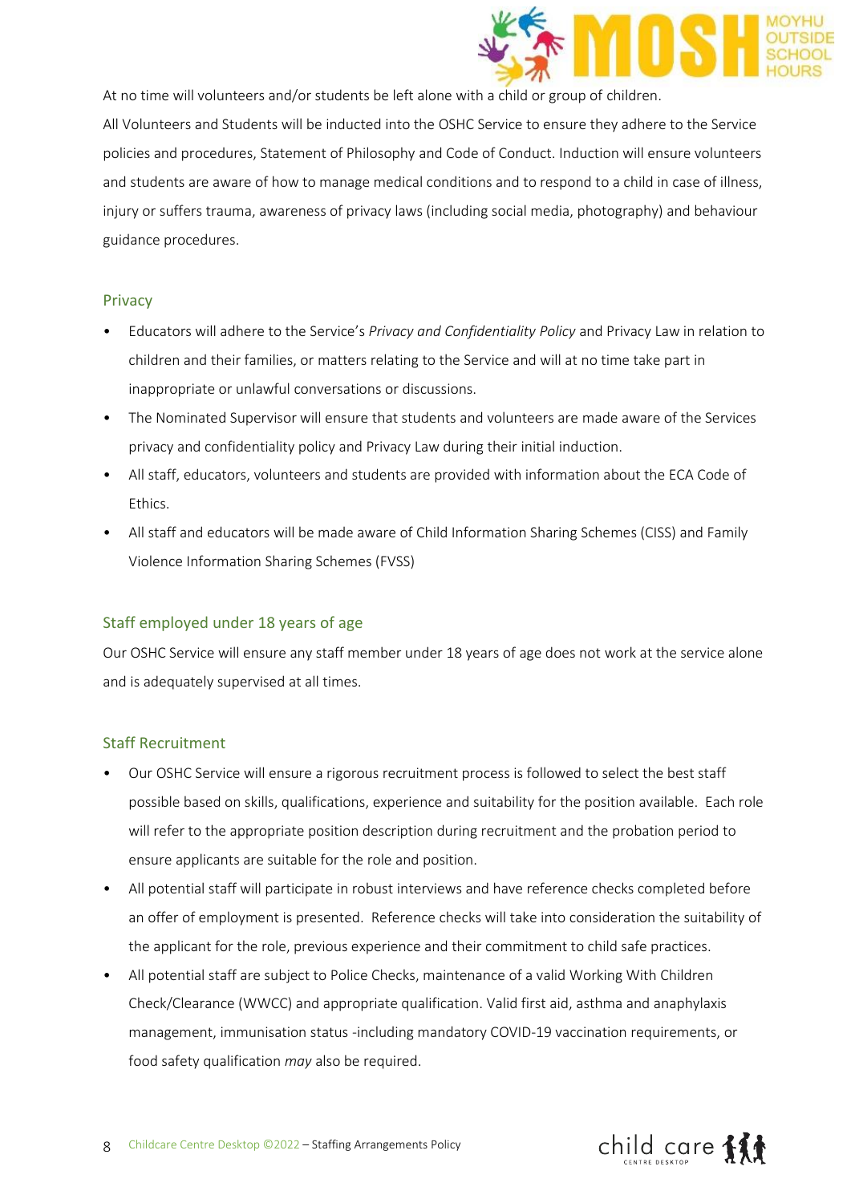At no time will volunteers and/or students be left alone with a child or group of children.

All Volunteers and Students will be inducted into the OSHC Service to ensure they adhere to the Service policies and procedures, Statement of Philosophy and Code of Conduct. Induction will ensure volunteers and students are aware of how to manage medical conditions and to respond to a child in case of illness, injury or suffers trauma, awareness of privacy laws (including social media, photography) and behaviour guidance procedures.

### Privacy

- Educators will adhere to the Service's *Privacy and Confidentiality Policy* and Privacy Law in relation to children and their families, or matters relating to the Service and will at no time take part in inappropriate or unlawful conversations or discussions.
- The Nominated Supervisor will ensure that students and volunteers are made aware of the Services privacy and confidentiality policy and Privacy Law during their initial induction.
- All staff, educators, volunteers and students are provided with information about the ECA Code of Ethics.
- All staff and educators will be made aware of Child Information Sharing Schemes (CISS) and Family Violence Information Sharing Schemes (FVSS)

### Staff employed under 18 years of age

Our OSHC Service will ensure any staff member under 18 years of age does not work at the service alone and is adequately supervised at all times.

### Staff Recruitment

- Our OSHC Service will ensure a rigorous recruitment process is followed to select the best staff possible based on skills, qualifications, experience and suitability for the position available. Each role will refer to the appropriate position description during recruitment and the probation period to ensure applicants are suitable for the role and position.
- All potential staff will participate in robust interviews and have reference checks completed before an offer of employment is presented. Reference checks will take into consideration the suitability of the applicant for the role, previous experience and their commitment to child safe practices.
- All potential staff are subject to Police Checks, maintenance of a valid Working With Children Check/Clearance (WWCC) and appropriate qualification. Valid first aid, asthma and anaphylaxis management, immunisation status -including mandatory COVID-19 vaccination requirements, or food safety qualification *may* also be required.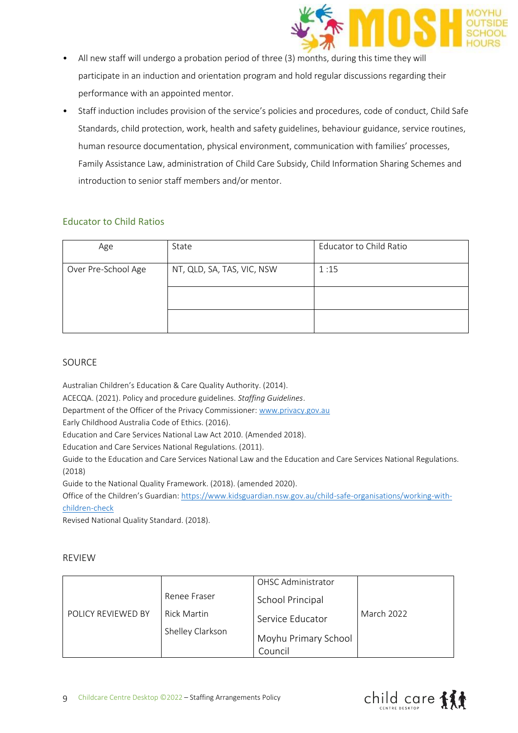- All new staff will undergo a probation period of three (3) months, during this time they will participate in an induction and orientation program and hold regular discussions regarding their performance with an appointed mentor.
- Staff induction includes provision of the service's policies and procedures, code of conduct, Child Safe Standards, child protection, work, health and safety guidelines, behaviour guidance, service routines, human resource documentation, physical environment, communication with families' processes, Family Assistance Law, administration of Child Care Subsidy, Child Information Sharing Schemes and introduction to senior staff members and/or mentor.

## Educator to Child Ratios

| Age | State | Educator to Child Ratio |
|---|---|---|
| Over Pre-School Age | NT, QLD, SA, TAS, VIC, NSW | 1 :15 |
| | | |
| | | |

## SOURCE

Australian Children's Education & Care Quality Authority. (2014).
ACECQA. (2021). Policy and procedure guidelines. *Staffing Guidelines*.
Department of the Officer of the Privacy Commissioner: www.privacy.gov.au
Early Childhood Australia Code of Ethics. (2016).
Education and Care Services National Law Act 2010. (Amended 2018).
Education and Care Services National Regulations. (2011).
Guide to the Education and Care Services National Law and the Education and Care Services National Regulations. (2018)
Guide to the National Quality Framework. (2018). (amended 2020).
Office of the Children's Guardian: https://www.kidsguardian.nsw.gov.au/child-safe-organisations/working-with-children-check
Revised National Quality Standard. (2018).

## REVIEW

| POLICY REVIEWED BY | Renee Fraser<br>Rick Martin<br>Shelley Clarkson | OHSC Administrator<br>School Principal<br>Service Educator<br>Moyhu Primary School Council | March 2022 |
|---|---|---|---|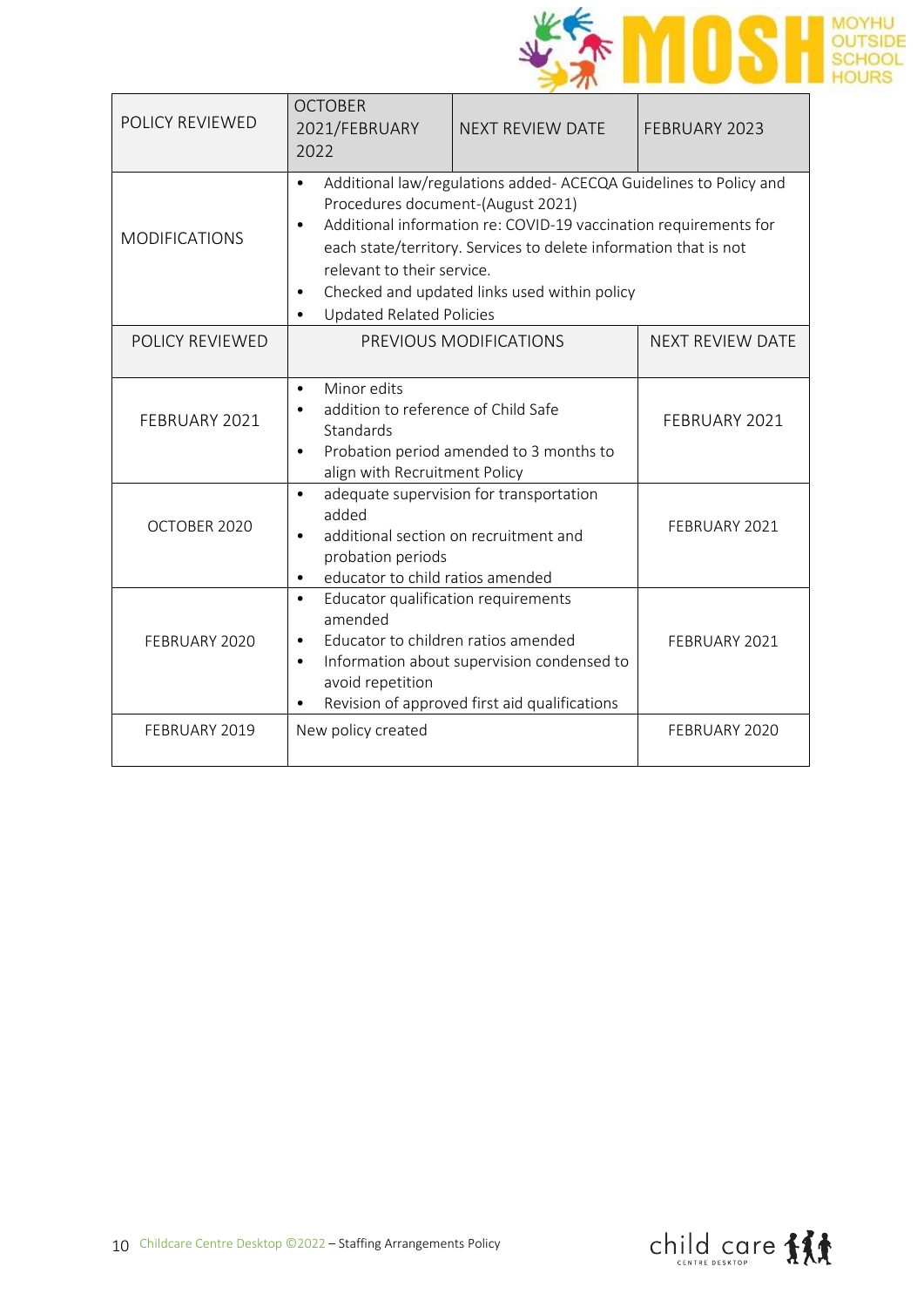| POLICY REVIEWED | OCTOBER 2021/FEBRUARY 2022 | NEXT REVIEW DATE | FEBRUARY 2023 |
|---|---|---|---|
| MODIFICATIONS | • Additional law/regulations added- ACECQA Guidelines to Policy and Procedures document-(August 2021)<br>• Additional information re: COVID-19 vaccination requirements for each state/territory. Services to delete information that is not relevant to their service.<br>• Checked and updated links used within policy<br>• Updated Related Policies | | |
| POLICY REVIEWED | PREVIOUS MODIFICATIONS | | NEXT REVIEW DATE |
| FEBRUARY 2021 | • Minor edits<br>• addition to reference of Child Safe Standards<br>• Probation period amended to 3 months to align with Recruitment Policy | | FEBRUARY 2021 |
| OCTOBER 2020 | • adequate supervision for transportation added<br>• additional section on recruitment and probation periods<br>• educator to child ratios amended | | FEBRUARY 2021 |
| FEBRUARY 2020 | • Educator qualification requirements amended<br>• Educator to children ratios amended<br>• Information about supervision condensed to avoid repetition<br>• Revision of approved first aid qualifications | | FEBRUARY 2021 |
| FEBRUARY 2019 | New policy created | | FEBRUARY 2020 |